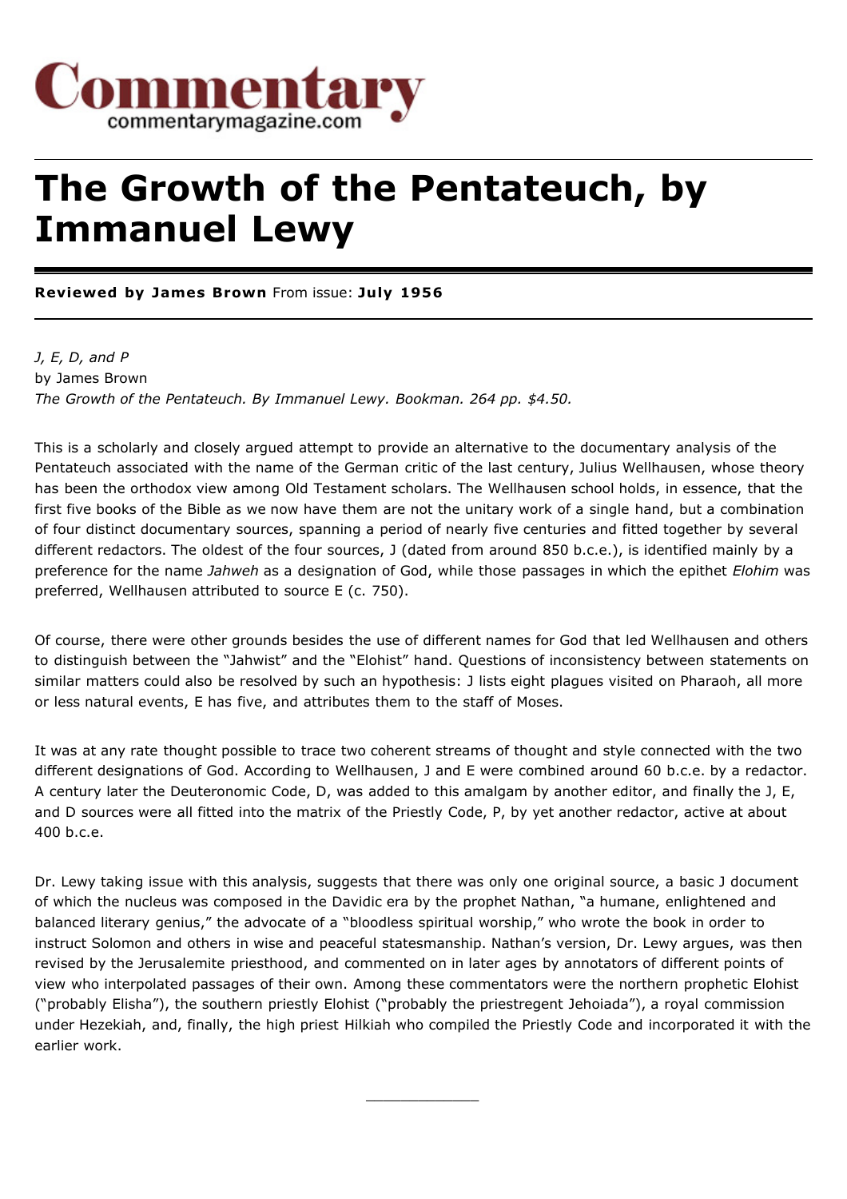# The Growth of the Pentateuch, by Immanuel Lewy

**Reviewed by James Brown** From issue: **July 1956**

*J, E, D, and P*
by James Brown
*The Growth of the Pentateuch. By Immanuel Lewy. Bookman. 264 pp. $4.50.*

This is a scholarly and closely argued attempt to provide an alternative to the documentary analysis of the Pentateuch associated with the name of the German critic of the last century, Julius Wellhausen, whose theory has been the orthodox view among Old Testament scholars. The Wellhausen school holds, in essence, that the first five books of the Bible as we now have them are not the unitary work of a single hand, but a combination of four distinct documentary sources, spanning a period of nearly five centuries and fitted together by several different redactors. The oldest of the four sources, J (dated from around 850 b.c.e.), is identified mainly by a preference for the name *Jahweh* as a designation of God, while those passages in which the epithet *Elohim* was preferred, Wellhausen attributed to source E (c. 750).

Of course, there were other grounds besides the use of different names for God that led Wellhausen and others to distinguish between the "Jahwist" and the "Elohist" hand. Questions of inconsistency between statements on similar matters could also be resolved by such an hypothesis: J lists eight plagues visited on Pharaoh, all more or less natural events, E has five, and attributes them to the staff of Moses.

It was at any rate thought possible to trace two coherent streams of thought and style connected with the two different designations of God. According to Wellhausen, J and E were combined around 60 b.c.e. by a redactor. A century later the Deuteronomic Code, D, was added to this amalgam by another editor, and finally the J, E, and D sources were all fitted into the matrix of the Priestly Code, P, by yet another redactor, active at about 400 b.c.e.

Dr. Lewy taking issue with this analysis, suggests that there was only one original source, a basic J document of which the nucleus was composed in the Davidic era by the prophet Nathan, "a humane, enlightened and balanced literary genius," the advocate of a "bloodless spiritual worship," who wrote the book in order to instruct Solomon and others in wise and peaceful statesmanship. Nathan's version, Dr. Lewy argues, was then revised by the Jerusalemite priesthood, and commented on in later ages by annotators of different points of view who interpolated passages of their own. Among these commentators were the northern prophetic Elohist ("probably Elisha"), the southern priestly Elohist ("probably the priestregent Jehoiada"), a royal commission under Hezekiah, and, finally, the high priest Hilkiah who compiled the Priestly Code and incorporated it with the earlier work.

---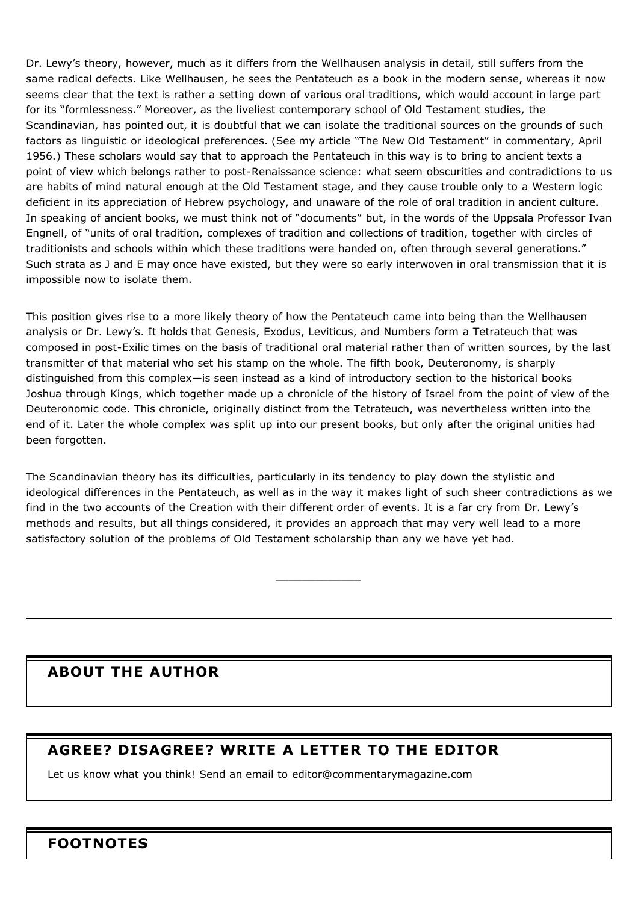Dr. Lewy's theory, however, much as it differs from the Wellhausen analysis in detail, still suffers from the same radical defects. Like Wellhausen, he sees the Pentateuch as a book in the modern sense, whereas it now seems clear that the text is rather a setting down of various oral traditions, which would account in large part for its "formlessness." Moreover, as the liveliest contemporary school of Old Testament studies, the Scandinavian, has pointed out, it is doubtful that we can isolate the traditional sources on the grounds of such factors as linguistic or ideological preferences. (See my article "The New Old Testament" in commentary, April 1956.) These scholars would say that to approach the Pentateuch in this way is to bring to ancient texts a point of view which belongs rather to post-Renaissance science: what seem obscurities and contradictions to us are habits of mind natural enough at the Old Testament stage, and they cause trouble only to a Western logic deficient in its appreciation of Hebrew psychology, and unaware of the role of oral tradition in ancient culture. In speaking of ancient books, we must think not of "documents" but, in the words of the Uppsala Professor Ivan Engnell, of "units of oral tradition, complexes of tradition and collections of tradition, together with circles of traditionists and schools within which these traditions were handed on, often through several generations." Such strata as J and E may once have existed, but they were so early interwoven in oral transmission that it is impossible now to isolate them.

This position gives rise to a more likely theory of how the Pentateuch came into being than the Wellhausen analysis or Dr. Lewy's. It holds that Genesis, Exodus, Leviticus, and Numbers form a Tetrateuch that was composed in post-Exilic times on the basis of traditional oral material rather than of written sources, by the last transmitter of that material who set his stamp on the whole. The fifth book, Deuteronomy, is sharply distinguished from this complex—is seen instead as a kind of introductory section to the historical books Joshua through Kings, which together made up a chronicle of the history of Israel from the point of view of the Deuteronomic code. This chronicle, originally distinct from the Tetrateuch, was nevertheless written into the end of it. Later the whole complex was split up into our present books, but only after the original unities had been forgotten.

The Scandinavian theory has its difficulties, particularly in its tendency to play down the stylistic and ideological differences in the Pentateuch, as well as in the way it makes light of such sheer contradictions as we find in the two accounts of the Creation with their different order of events. It is a far cry from Dr. Lewy's methods and results, but all things considered, it provides an approach that may very well lead to a more satisfactory solution of the problems of Old Testament scholarship than any we have yet had.

---

## ABOUT THE AUTHOR

## AGREE? DISAGREE? WRITE A LETTER TO THE EDITOR

Let us know what you think! Send an email to editor@commentarymagazine.com

## FOOTNOTES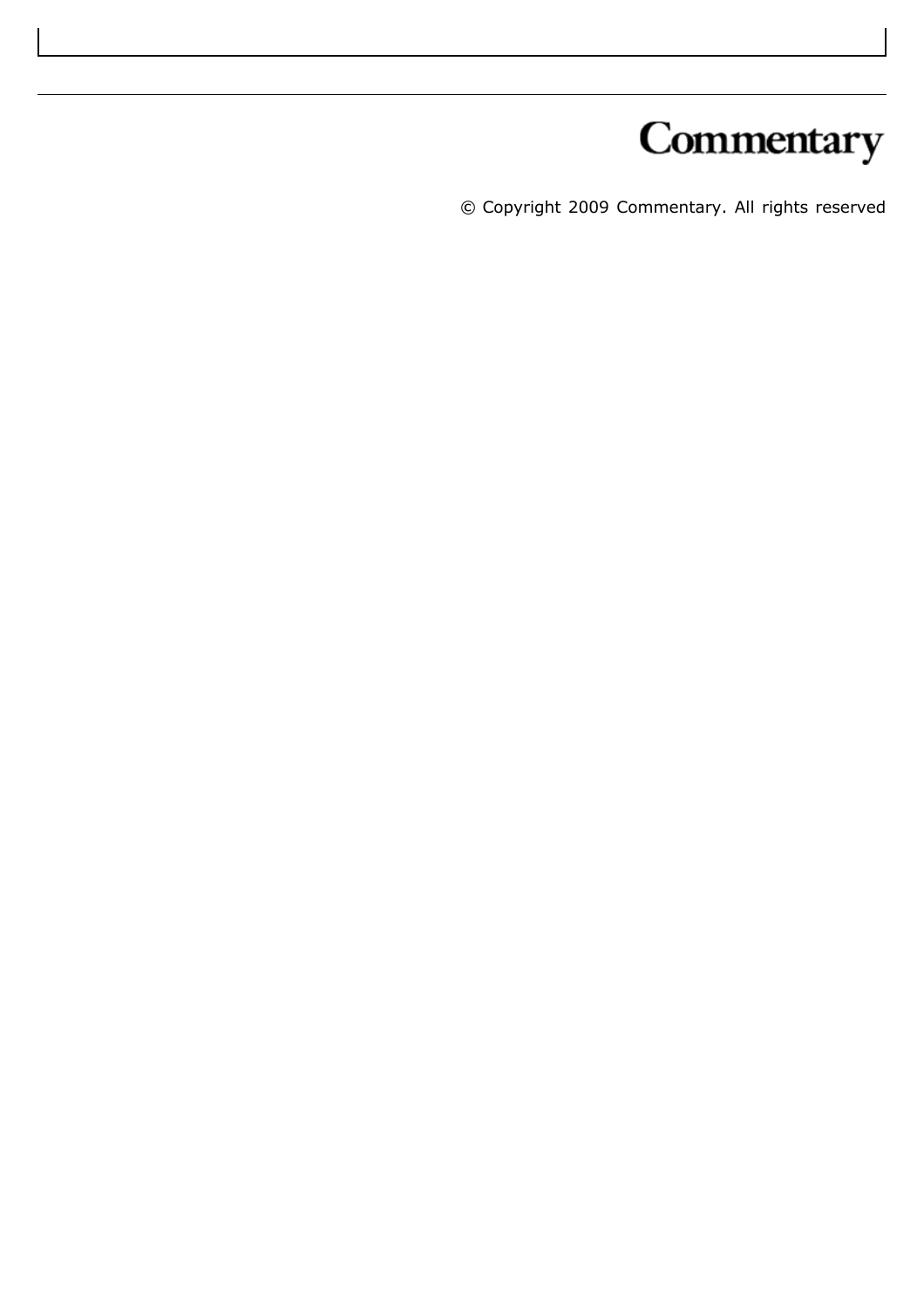Commentary

© Copyright 2009 Commentary. All rights reserved